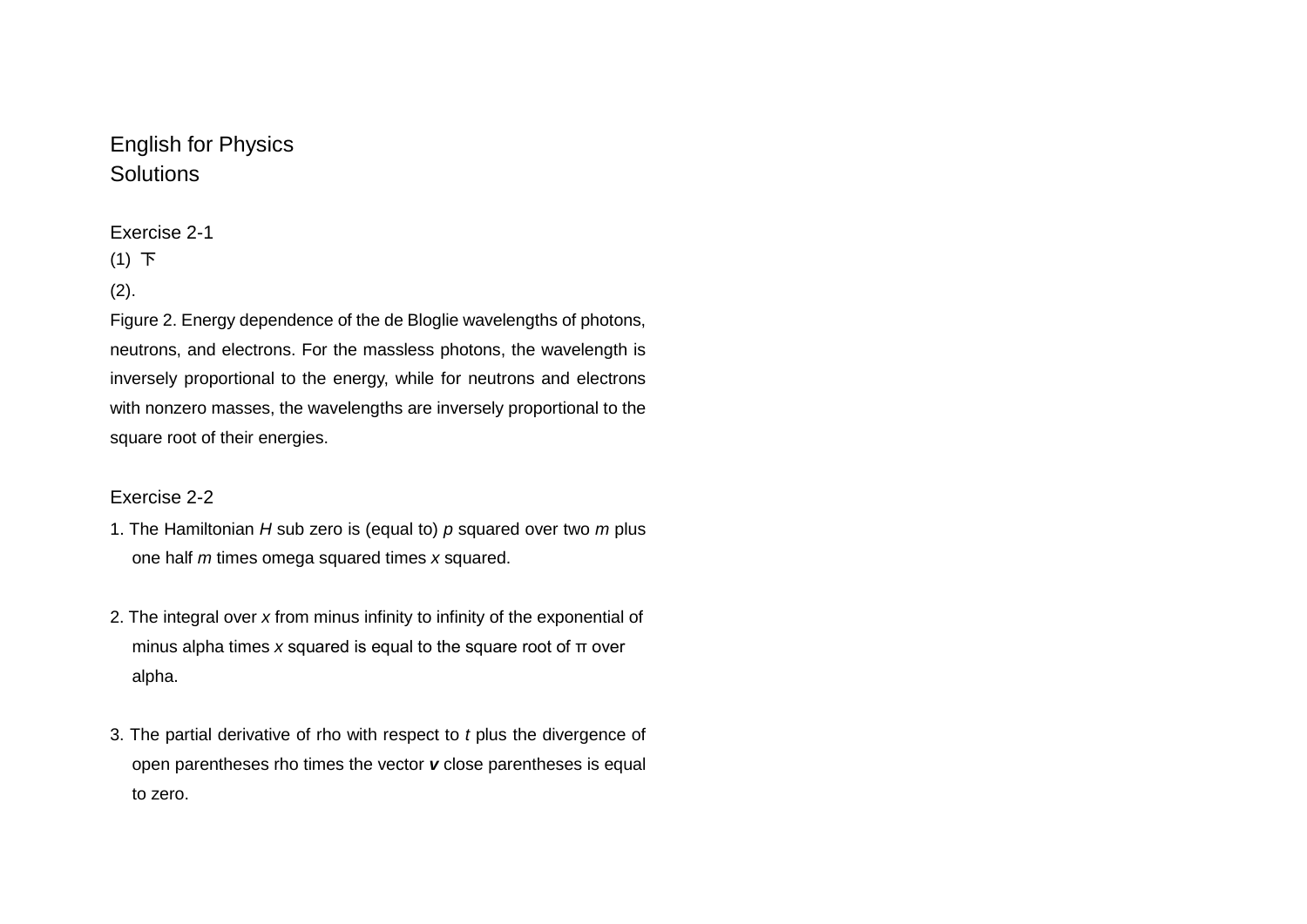English for Physics
Solutions

Exercise 2-1

(1) 下

(2).

Figure 2. Energy dependence of the de Bloglie wavelengths of photons, neutrons, and electrons. For the massless photons, the wavelength is inversely proportional to the energy, while for neutrons and electrons with nonzero masses, the wavelengths are inversely proportional to the square root of their energies.

Exercise 2-2

1. The Hamiltonian *H* sub zero is (equal to) *p* squared over two *m* plus one half *m* times omega squared times *x* squared.

2. The integral over *x* from minus infinity to infinity of the exponential of minus alpha times *x* squared is equal to the square root of π over alpha.

3. The partial derivative of rho with respect to *t* plus the divergence of open parentheses rho times the vector ***v*** close parentheses is equal to zero.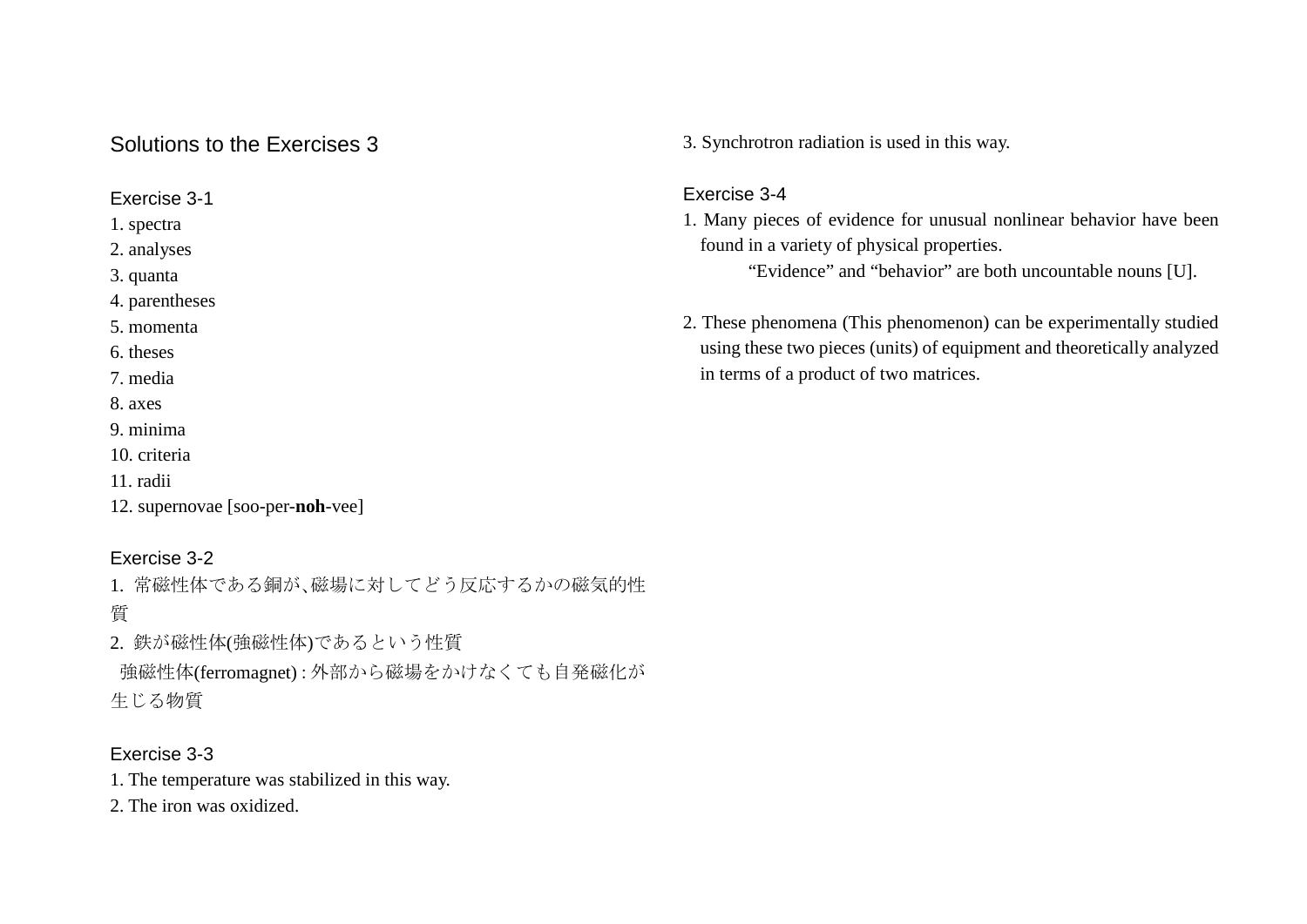# Solutions to the Exercises 3

## Exercise 3-1

1. spectra
2. analyses
3. quanta
4. parentheses
5. momenta
6. theses
7. media
8. axes
9. minima
10. criteria
11. radii
12. supernovae [soo-per-**noh**-vee]

## Exercise 3-2

1. 常磁性体である銅が､磁場に対してどう反応するかの磁気的性質
2. 鉄が磁性体(強磁性体)であるという性質

   強磁性体(ferromagnet) : 外部から磁場をかけなくても自発磁化が生じる物質

## Exercise 3-3

1. The temperature was stabilized in this way.
2. The iron was oxidized.
3. Synchrotron radiation is used in this way.

## Exercise 3-4

1. Many pieces of evidence for unusual nonlinear behavior have been found in a variety of physical properties.

   “Evidence” and “behavior” are both uncountable nouns [U].

2. These phenomena (This phenomenon) can be experimentally studied using these two pieces (units) of equipment and theoretically analyzed in terms of a product of two matrices.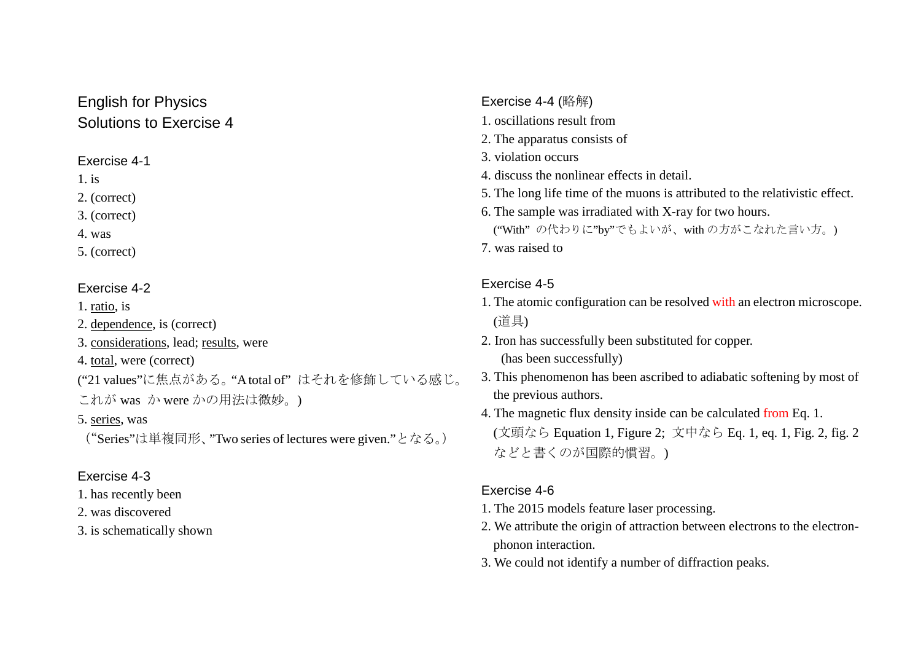# English for Physics
## Solutions to Exercise 4

### Exercise 4-1
1. is
2. (correct)
3. (correct)
4. was
5. (correct)

### Exercise 4-2
1. ratio, is
2. dependence, is (correct)
3. considerations, lead; results, were
4. total, were (correct)
(“21 values”に焦点がある。“A total of” はそれを修飾している感じ。これが was か were かの用法は微妙。)
5. series, was
（“Series”は単複同形、”Two series of lectures were given.”となる。）

### Exercise 4-3
1. has recently been
2. was discovered
3. is schematically shown

### Exercise 4-4 (略解)
1. oscillations result from
2. The apparatus consists of
3. violation occurs
4. discuss the nonlinear effects in detail.
5. The long life time of the muons is attributed to the relativistic effect.
6. The sample was irradiated with X-ray for two hours.
(“With” の代わりに”by”でもよいが、with の方がこなれた言い方。)
7. was raised to

### Exercise 4-5
1. The atomic configuration can be resolved with an electron microscope.
(道具)
2. Iron has successfully been substituted for copper.
(has been successfully)
3. This phenomenon has been ascribed to adiabatic softening by most of the previous authors.
4. The magnetic flux density inside can be calculated from Eq. 1.
(文頭なら Equation 1, Figure 2; 文中なら Eq. 1, eq. 1, Fig. 2, fig. 2 などと書くのが国際的慣習。)

### Exercise 4-6
1. The 2015 models feature laser processing.
2. We attribute the origin of attraction between electrons to the electron-phonon interaction.
3. We could not identify a number of diffraction peaks.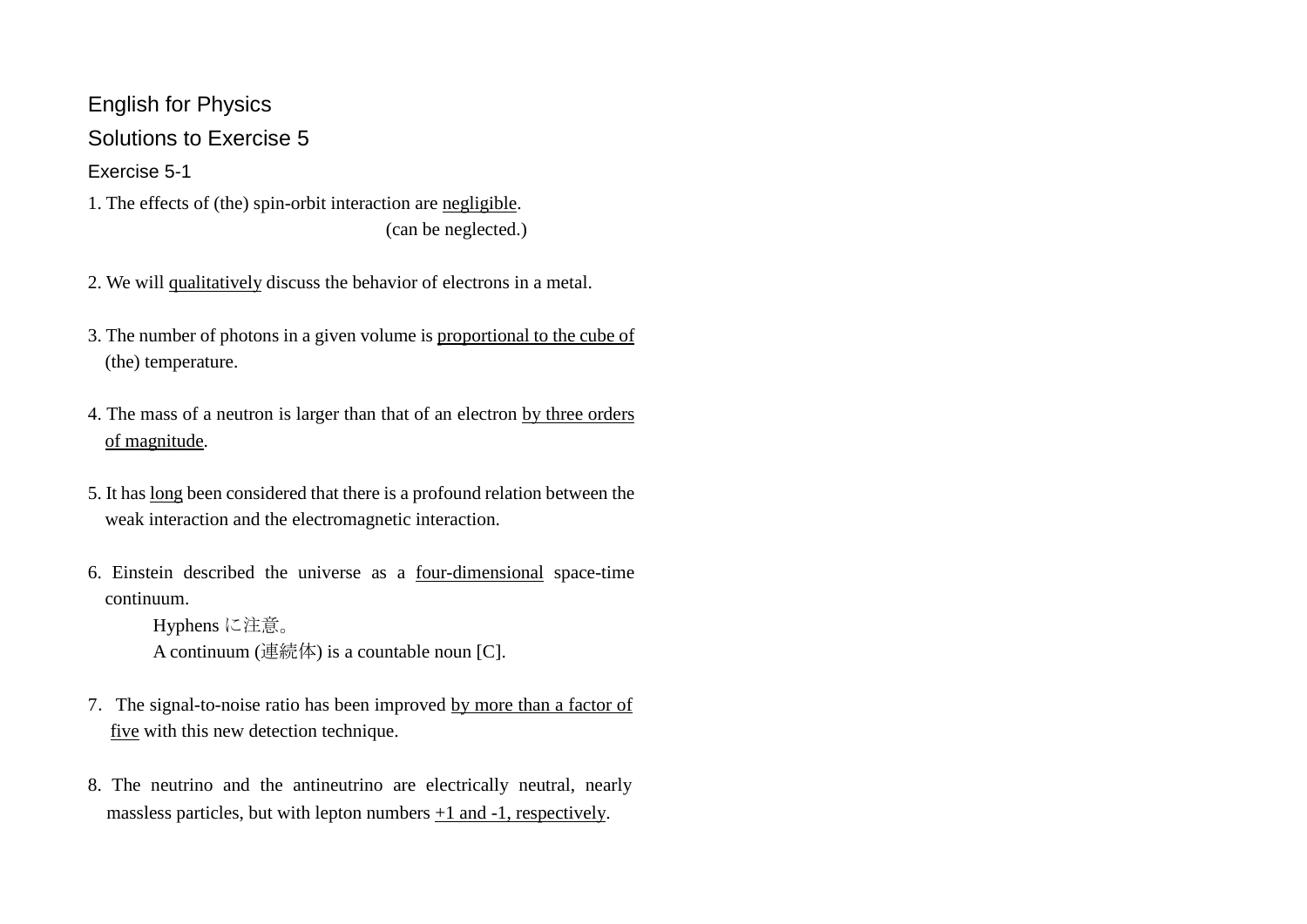# English for Physics

## Solutions to Exercise 5

### Exercise 5-1

1. The effects of (the) spin-orbit interaction are <u>negligible</u>.
   (can be neglected.)

2. We will <u>qualitatively</u> discuss the behavior of electrons in a metal.

3. The number of photons in a given volume is <u>proportional to the cube of</u> (the) temperature.

4. The mass of a neutron is larger than that of an electron <u>by three orders of magnitude</u>.

5. It has <u>long</u> been considered that there is a profound relation between the weak interaction and the electromagnetic interaction.

6. Einstein described the universe as a <u>four-dimensional</u> space-time continuum.
   Hyphens に注意。
   A continuum (連続体) is a countable noun [C].

7. The signal-to-noise ratio has been improved <u>by more than a factor of five</u> with this new detection technique.

8. The neutrino and the antineutrino are electrically neutral, nearly massless particles, but with lepton numbers <u>+1 and -1, respectively</u>.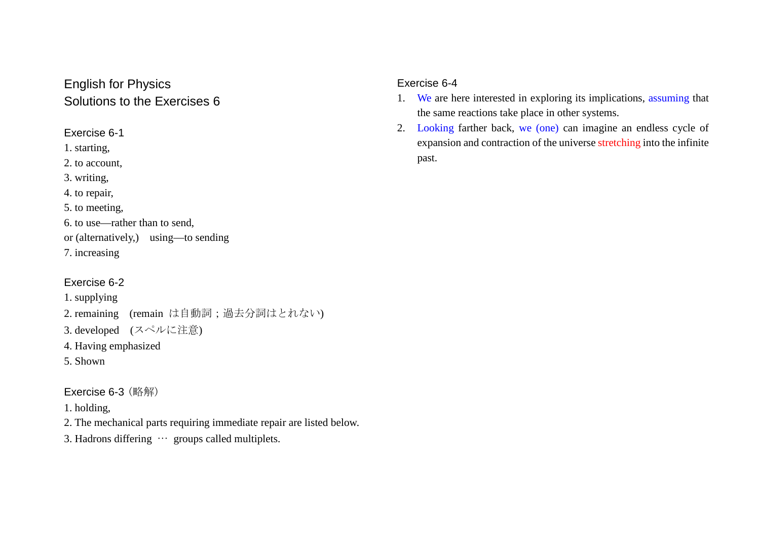# English for Physics
## Solutions to the Exercises 6

### Exercise 6-1

1. starting,
2. to account,
3. writing,
4. to repair,
5. to meeting,
6. to use—rather than to send,

or (alternatively,)　using—to sending

7. increasing

### Exercise 6-2

1. supplying
2. remaining　(remain は自動詞；過去分詞はとれない)
3. developed　(スペルに注意)
4. Having emphasized
5. Shown

### Exercise 6-3（略解）

1. holding,
2. The mechanical parts requiring immediate repair are listed below.
3. Hadrons differing … groups called multiplets.

### Exercise 6-4

1. We are here interested in exploring its implications, assuming that the same reactions take place in other systems.
2. Looking farther back, we (one) can imagine an endless cycle of expansion and contraction of the universe stretching into the infinite past.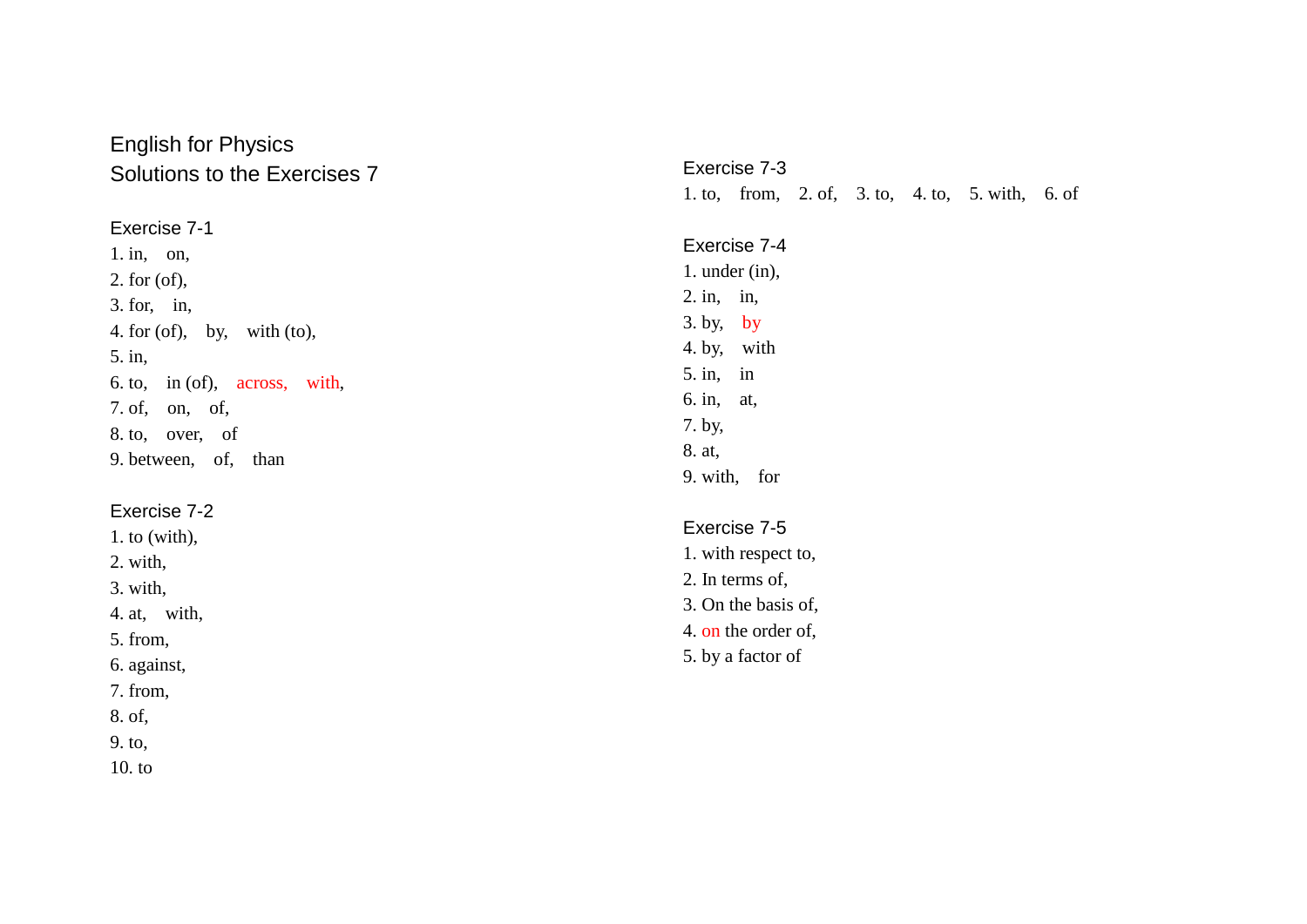# English for Physics
## Solutions to the Exercises 7

### Exercise 7-1

1. in, on,
2. for (of),
3. for, in,
4. for (of), by, with (to),
5. in,
6. to, in (of), across, with,
7. of, on, of,
8. to, over, of
9. between, of, than

### Exercise 7-2

1. to (with),
2. with,
3. with,
4. at, with,
5. from,
6. against,
7. from,
8. of,
9. to,
10. to

### Exercise 7-3

1. to, from, 2. of, 3. to, 4. to, 5. with, 6. of

### Exercise 7-4

1. under (in),
2. in, in,
3. by, by
4. by, with
5. in, in
6. in, at,
7. by,
8. at,
9. with, for

### Exercise 7-5

1. with respect to,
2. In terms of,
3. On the basis of,
4. on the order of,
5. by a factor of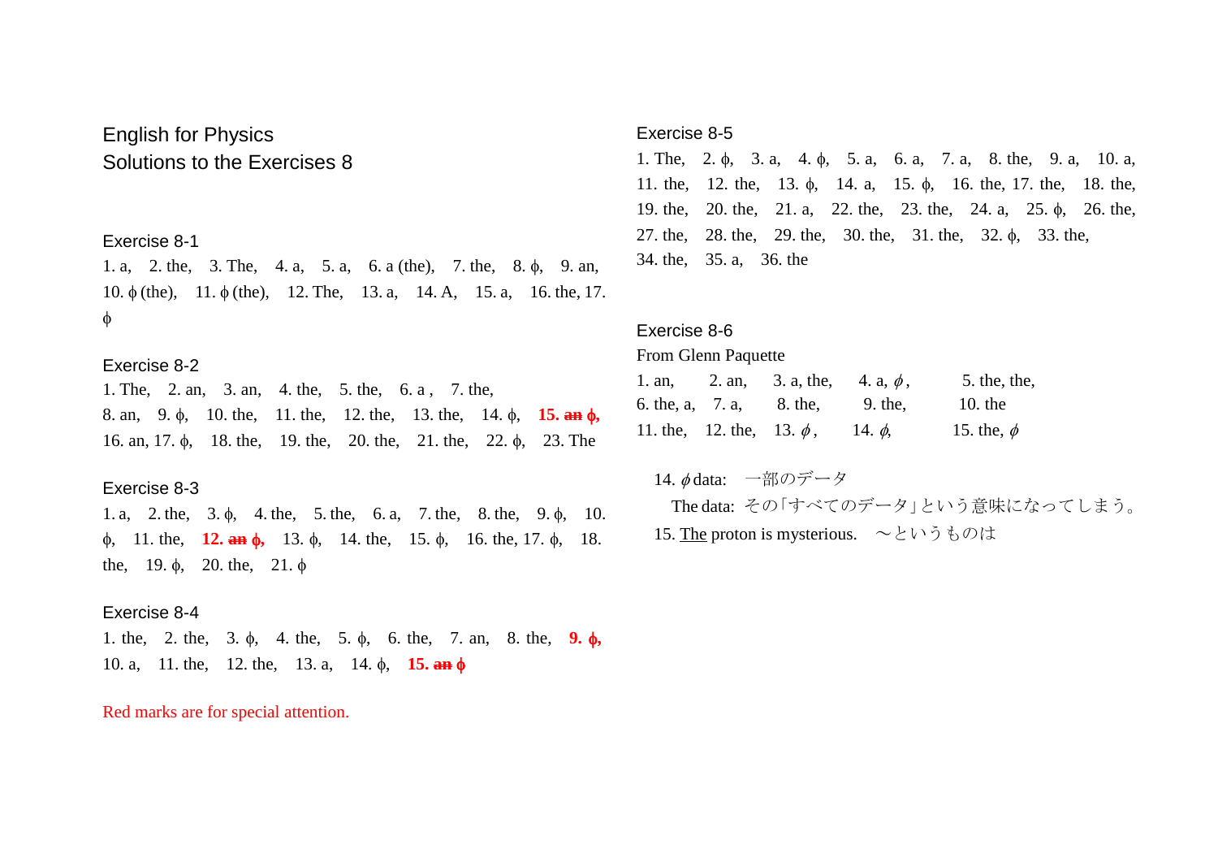# English for Physics

## Solutions to the Exercises 8

### Exercise 8-1

1. a, 2. the, 3. The, 4. a, 5. a, 6. a (the), 7. the, 8. ϕ, 9. an, 10. ϕ (the), 11. ϕ (the), 12. The, 13. a, 14. A, 15. a, 16. the, 17. ϕ

### Exercise 8-2

1. The, 2. an, 3. an, 4. the, 5. the, 6. a , 7. the, 8. an, 9. ϕ, 10. the, 11. the, 12. the, 13. the, 14. ϕ, **15. ~~an~~ ϕ,** 16. an, 17. ϕ, 18. the, 19. the, 20. the, 21. the, 22. ϕ, 23. The

### Exercise 8-3

1. a, 2. the, 3. ϕ, 4. the, 5. the, 6. a, 7. the, 8. the, 9. ϕ, 10. ϕ, 11. the, **12. ~~an~~ ϕ,** 13. ϕ, 14. the, 15. ϕ, 16. the, 17. ϕ, 18. the, 19. ϕ, 20. the, 21. ϕ

### Exercise 8-4

1. the, 2. the, 3. ϕ, 4. the, 5. ϕ, 6. the, 7. an, 8. the, **9. ϕ,** 10. a, 11. the, 12. the, 13. a, 14. ϕ, **15. ~~an~~ ϕ**

Red marks are for special attention.

### Exercise 8-5

1. The, 2. ϕ, 3. a, 4. ϕ, 5. a, 6. a, 7. a, 8. the, 9. a, 10. a, 11. the, 12. the, 13. ϕ, 14. a, 15. ϕ, 16. the, 17. the, 18. the, 19. the, 20. the, 21. a, 22. the, 23. the, 24. a, 25. ϕ, 26. the, 27. the, 28. the, 29. the, 30. the, 31. the, 32. ϕ, 33. the, 34. the, 35. a, 36. the

### Exercise 8-6

From Glenn Paquette

1. an, 2. an, 3. a, the, 4. a, ϕ, 5. the, the, 6. the, a, 7. a, 8. the, 9. the, 10. the, 11. the, 12. the, 13. ϕ, 14. ϕ, 15. the, ϕ

14. ϕ data: 一部のデータ
 The data: その「すべてのデータ」という意味になってしまう。

15. <u>The</u> proton is mysterious. ～というものは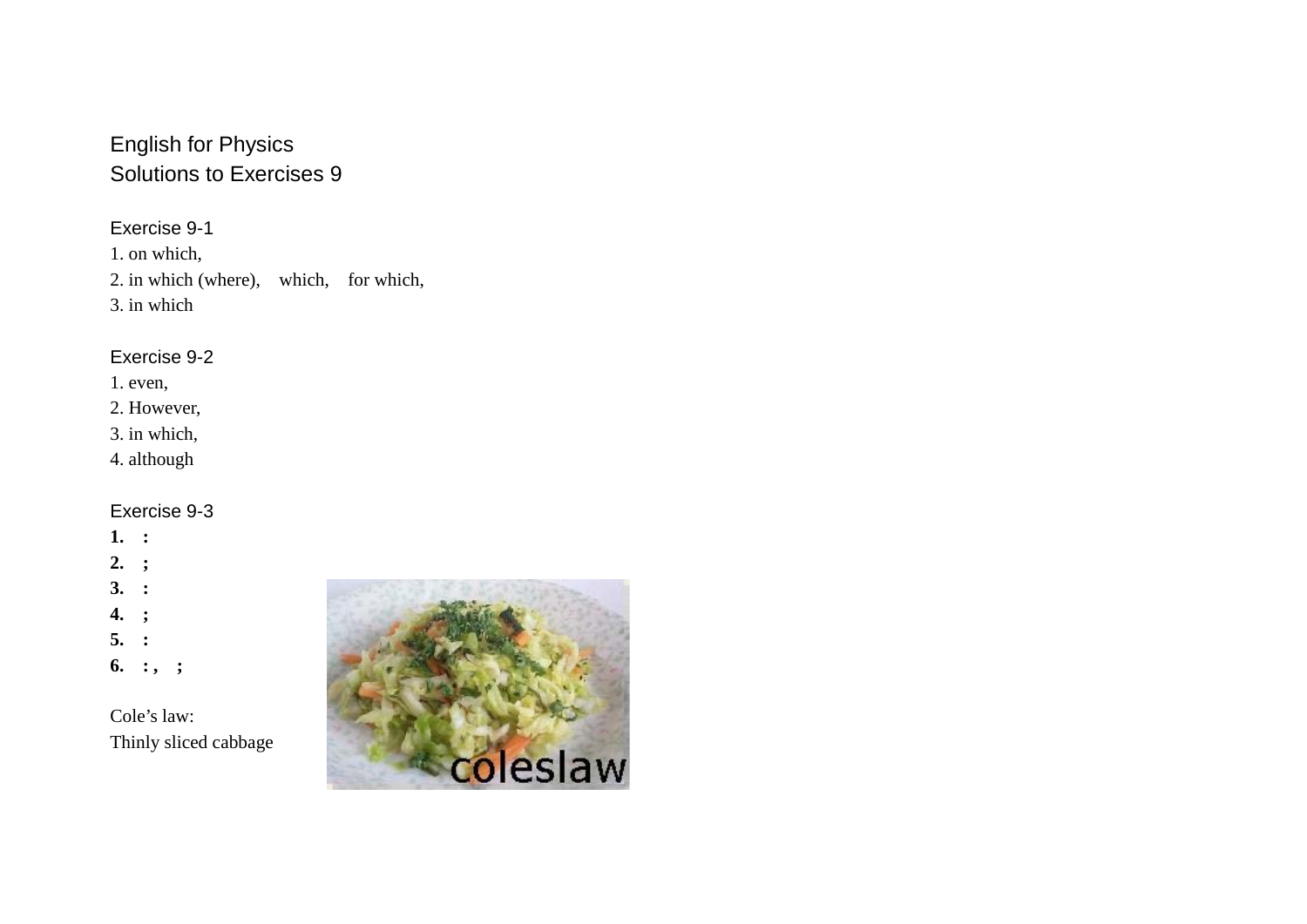English for Physics
Solutions to Exercises 9

Exercise 9-1

1. on which,
2. in which (where),  which,  for which,
3. in which

Exercise 9-2

1. even,
2. However,
3. in which,
4. although

Exercise 9-3

**1. :**
**2. ;**
**3. :**
**4. ;**
**5. :**
**6. : ,  ;**

Cole's law:
Thinly sliced cabbage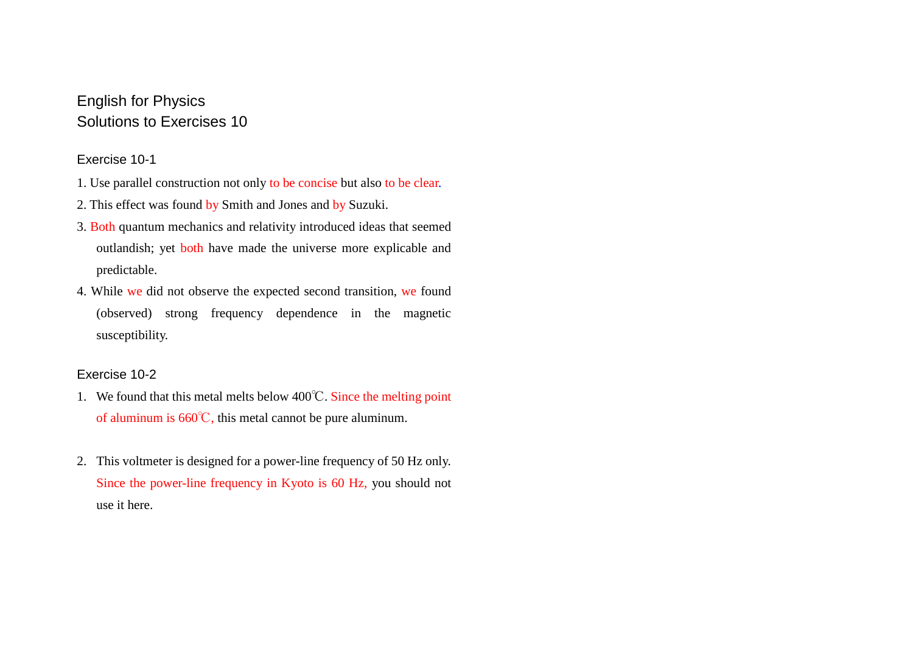# English for Physics
## Solutions to Exercises 10

### Exercise 10-1

1. Use parallel construction not only to be concise but also to be clear.
2. This effect was found by Smith and Jones and by Suzuki.
3. Both quantum mechanics and relativity introduced ideas that seemed outlandish; yet both have made the universe more explicable and predictable.
4. While we did not observe the expected second transition, we found (observed) strong frequency dependence in the magnetic susceptibility.

### Exercise 10-2

1. We found that this metal melts below 400℃. Since the melting point of aluminum is 660℃, this metal cannot be pure aluminum.

2. This voltmeter is designed for a power-line frequency of 50 Hz only. Since the power-line frequency in Kyoto is 60 Hz, you should not use it here.